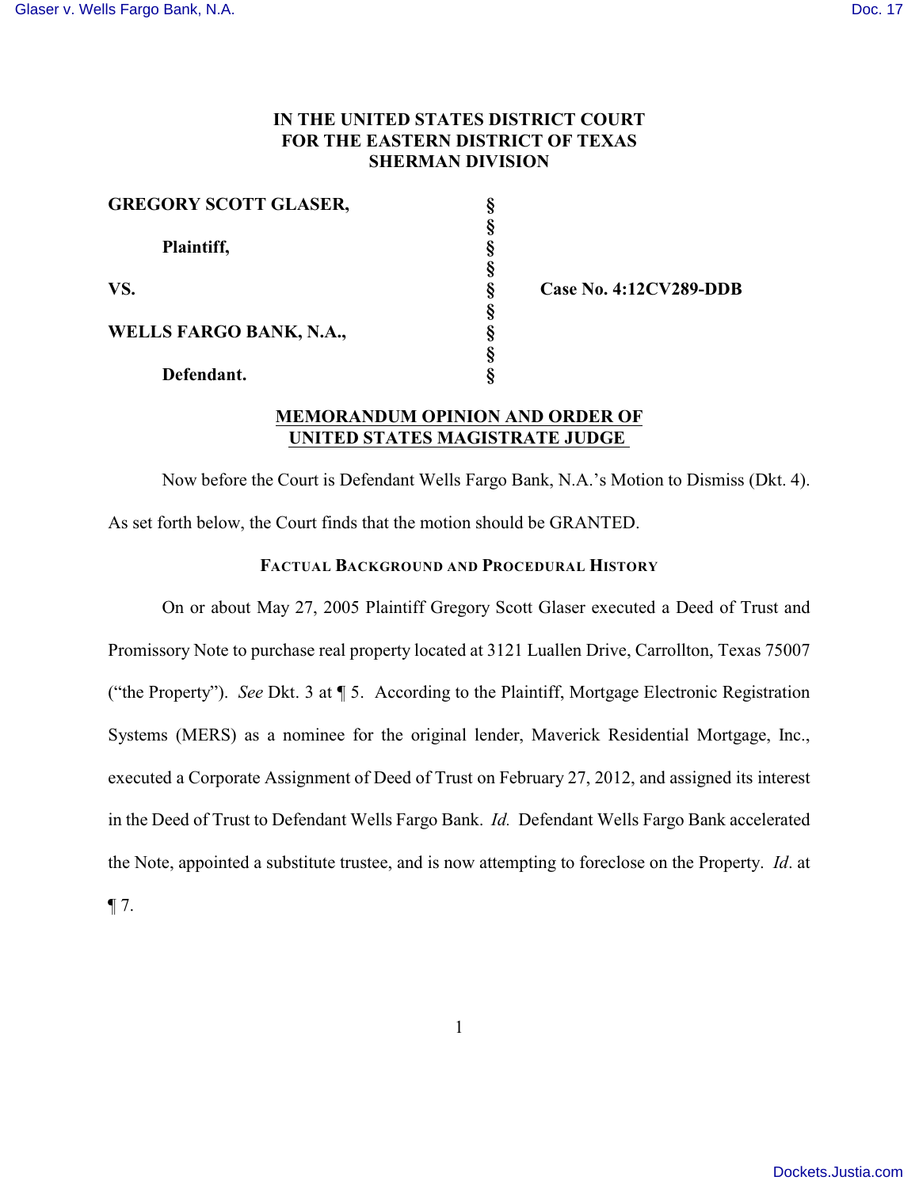**IN THE UNITED STATES DISTRICT COURT**
**FOR THE EASTERN DISTRICT OF TEXAS**
**SHERMAN DIVISION**

| | | |
|---|---|---|
| **GREGORY SCOTT GLASER,** | § | |
| | § | |
| **Plaintiff,** | § | |
| | § | |
| **VS.** | § | **Case No. 4:12CV289-DDB** |
| | § | |
| **WELLS FARGO BANK, N.A.,** | § | |
| | § | |
| **Defendant.** | § | |

**MEMORANDUM OPINION AND ORDER OF UNITED STATES MAGISTRATE JUDGE**

Now before the Court is Defendant Wells Fargo Bank, N.A.'s Motion to Dismiss (Dkt. 4). As set forth below, the Court finds that the motion should be GRANTED.

**FACTUAL BACKGROUND AND PROCEDURAL HISTORY**

On or about May 27, 2005 Plaintiff Gregory Scott Glaser executed a Deed of Trust and Promissory Note to purchase real property located at 3121 Luallen Drive, Carrollton, Texas 75007 ("the Property"). *See* Dkt. 3 at ¶ 5. According to the Plaintiff, Mortgage Electronic Registration Systems (MERS) as a nominee for the original lender, Maverick Residential Mortgage, Inc., executed a Corporate Assignment of Deed of Trust on February 27, 2012, and assigned its interest in the Deed of Trust to Defendant Wells Fargo Bank. *Id.* Defendant Wells Fargo Bank accelerated the Note, appointed a substitute trustee, and is now attempting to foreclose on the Property. *Id*. at ¶ 7.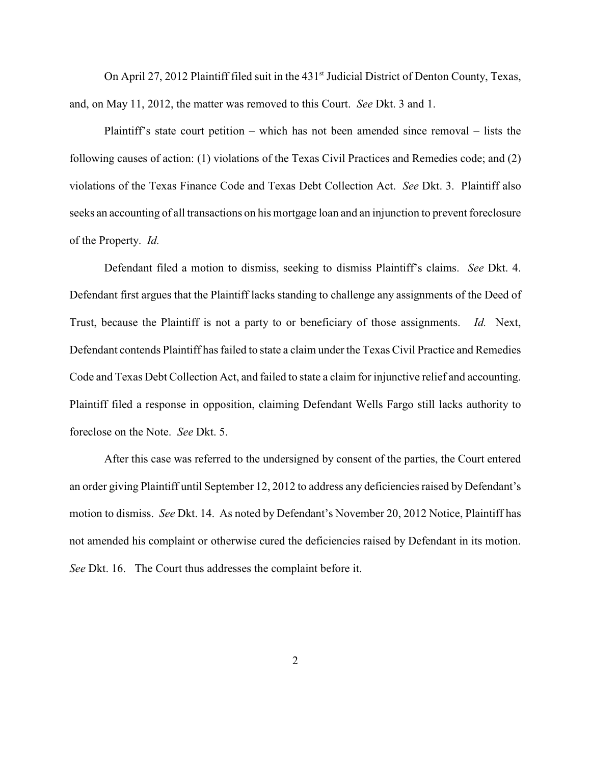On April 27, 2012 Plaintiff filed suit in the 431st Judicial District of Denton County, Texas, and, on May 11, 2012, the matter was removed to this Court. *See* Dkt. 3 and 1.

Plaintiff's state court petition – which has not been amended since removal – lists the following causes of action: (1) violations of the Texas Civil Practices and Remedies code; and (2) violations of the Texas Finance Code and Texas Debt Collection Act. *See* Dkt. 3. Plaintiff also seeks an accounting of all transactions on his mortgage loan and an injunction to prevent foreclosure of the Property. *Id.*

Defendant filed a motion to dismiss, seeking to dismiss Plaintiff's claims. *See* Dkt. 4. Defendant first argues that the Plaintiff lacks standing to challenge any assignments of the Deed of Trust, because the Plaintiff is not a party to or beneficiary of those assignments. *Id.* Next, Defendant contends Plaintiff has failed to state a claim under the Texas Civil Practice and Remedies Code and Texas Debt Collection Act, and failed to state a claim for injunctive relief and accounting. Plaintiff filed a response in opposition, claiming Defendant Wells Fargo still lacks authority to foreclose on the Note. *See* Dkt. 5.

After this case was referred to the undersigned by consent of the parties, the Court entered an order giving Plaintiff until September 12, 2012 to address any deficiencies raised by Defendant's motion to dismiss. *See* Dkt. 14. As noted by Defendant's November 20, 2012 Notice, Plaintiff has not amended his complaint or otherwise cured the deficiencies raised by Defendant in its motion. *See* Dkt. 16. The Court thus addresses the complaint before it.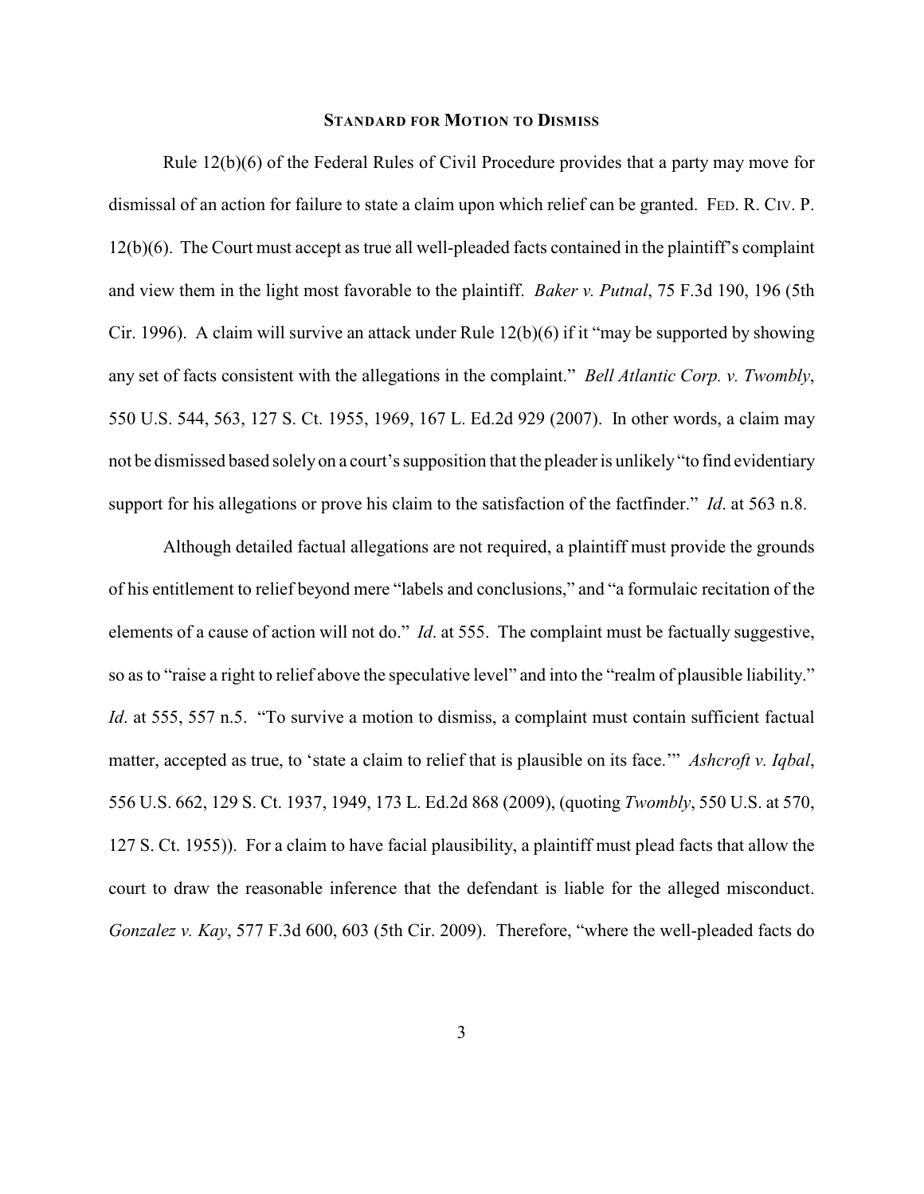## **Standard for Motion to Dismiss**

Rule 12(b)(6) of the Federal Rules of Civil Procedure provides that a party may move for dismissal of an action for failure to state a claim upon which relief can be granted. FED. R. CIV. P. 12(b)(6). The Court must accept as true all well-pleaded facts contained in the plaintiff's complaint and view them in the light most favorable to the plaintiff. *Baker v. Putnal*, 75 F.3d 190, 196 (5th Cir. 1996). A claim will survive an attack under Rule 12(b)(6) if it "may be supported by showing any set of facts consistent with the allegations in the complaint." *Bell Atlantic Corp. v. Twombly*, 550 U.S. 544, 563, 127 S. Ct. 1955, 1969, 167 L. Ed.2d 929 (2007). In other words, a claim may not be dismissed based solely on a court's supposition that the pleader is unlikely "to find evidentiary support for his allegations or prove his claim to the satisfaction of the factfinder." *Id*. at 563 n.8.

Although detailed factual allegations are not required, a plaintiff must provide the grounds of his entitlement to relief beyond mere "labels and conclusions," and "a formulaic recitation of the elements of a cause of action will not do." *Id*. at 555. The complaint must be factually suggestive, so as to "raise a right to relief above the speculative level" and into the "realm of plausible liability." *Id*. at 555, 557 n.5. "To survive a motion to dismiss, a complaint must contain sufficient factual matter, accepted as true, to 'state a claim to relief that is plausible on its face.'" *Ashcroft v. Iqbal*, 556 U.S. 662, 129 S. Ct. 1937, 1949, 173 L. Ed.2d 868 (2009), (quoting *Twombly*, 550 U.S. at 570, 127 S. Ct. 1955)). For a claim to have facial plausibility, a plaintiff must plead facts that allow the court to draw the reasonable inference that the defendant is liable for the alleged misconduct. *Gonzalez v. Kay*, 577 F.3d 600, 603 (5th Cir. 2009). Therefore, "where the well-pleaded facts do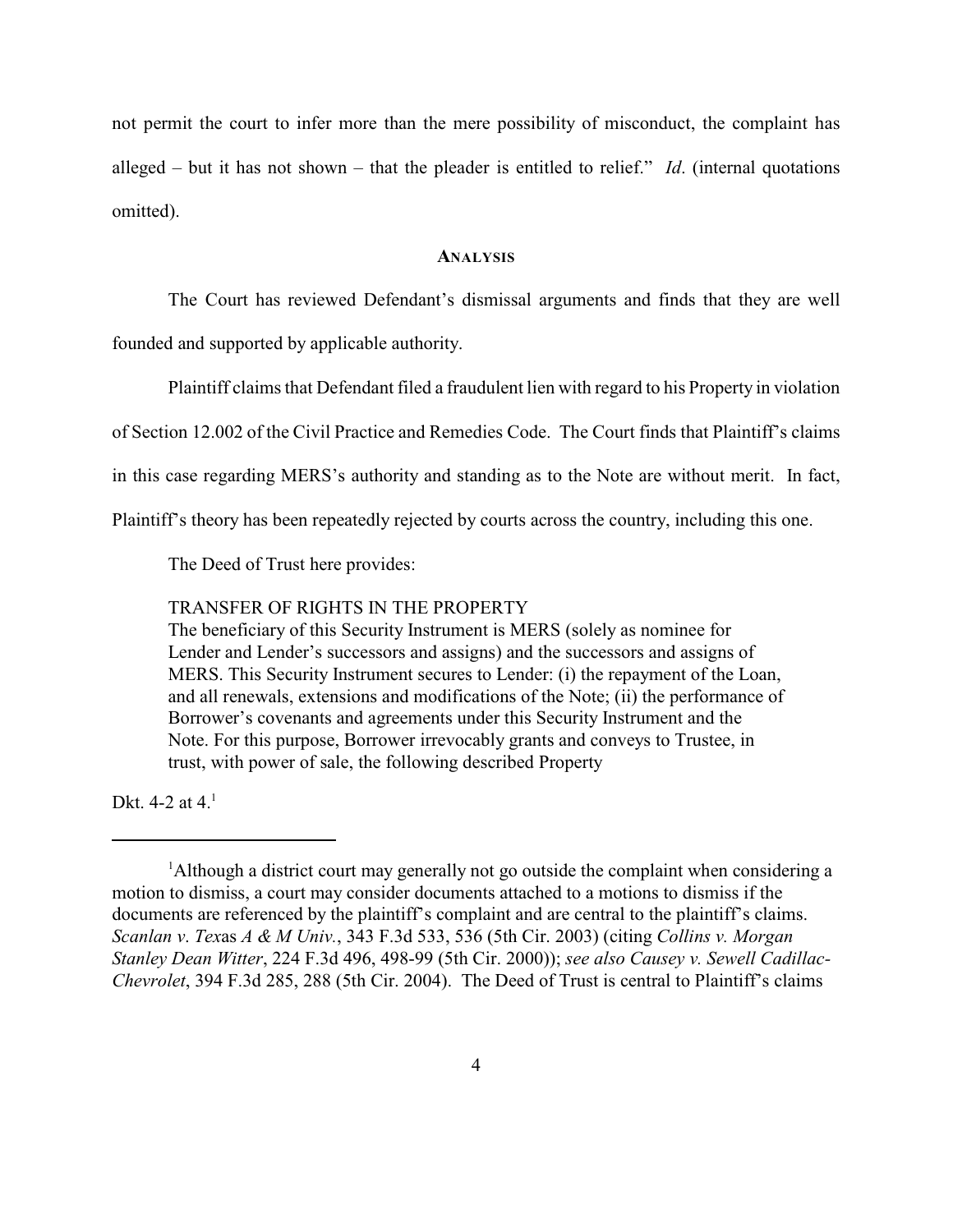not permit the court to infer more than the mere possibility of misconduct, the complaint has alleged – but it has not shown – that the pleader is entitled to relief." *Id*. (internal quotations omitted).

## ANALYSIS

The Court has reviewed Defendant's dismissal arguments and finds that they are well founded and supported by applicable authority.

Plaintiff claims that Defendant filed a fraudulent lien with regard to his Property in violation of Section 12.002 of the Civil Practice and Remedies Code. The Court finds that Plaintiff's claims in this case regarding MERS's authority and standing as to the Note are without merit. In fact, Plaintiff's theory has been repeatedly rejected by courts across the country, including this one.

The Deed of Trust here provides:

> TRANSFER OF RIGHTS IN THE PROPERTY
> The beneficiary of this Security Instrument is MERS (solely as nominee for Lender and Lender's successors and assigns) and the successors and assigns of MERS. This Security Instrument secures to Lender: (i) the repayment of the Loan, and all renewals, extensions and modifications of the Note; (ii) the performance of Borrower's covenants and agreements under this Security Instrument and the Note. For this purpose, Borrower irrevocably grants and conveys to Trustee, in trust, with power of sale, the following described Property

Dkt. 4-2 at 4.[1]

---

[1] Although a district court may generally not go outside the complaint when considering a motion to dismiss, a court may consider documents attached to a motions to dismiss if the documents are referenced by the plaintiff's complaint and are central to the plaintiff's claims. *Scanlan v. Texas A & M Univ.*, 343 F.3d 533, 536 (5th Cir. 2003) (citing *Collins v. Morgan Stanley Dean Witter*, 224 F.3d 496, 498-99 (5th Cir. 2000)); *see also Causey v. Sewell Cadillac-Chevrolet*, 394 F.3d 285, 288 (5th Cir. 2004). The Deed of Trust is central to Plaintiff's claims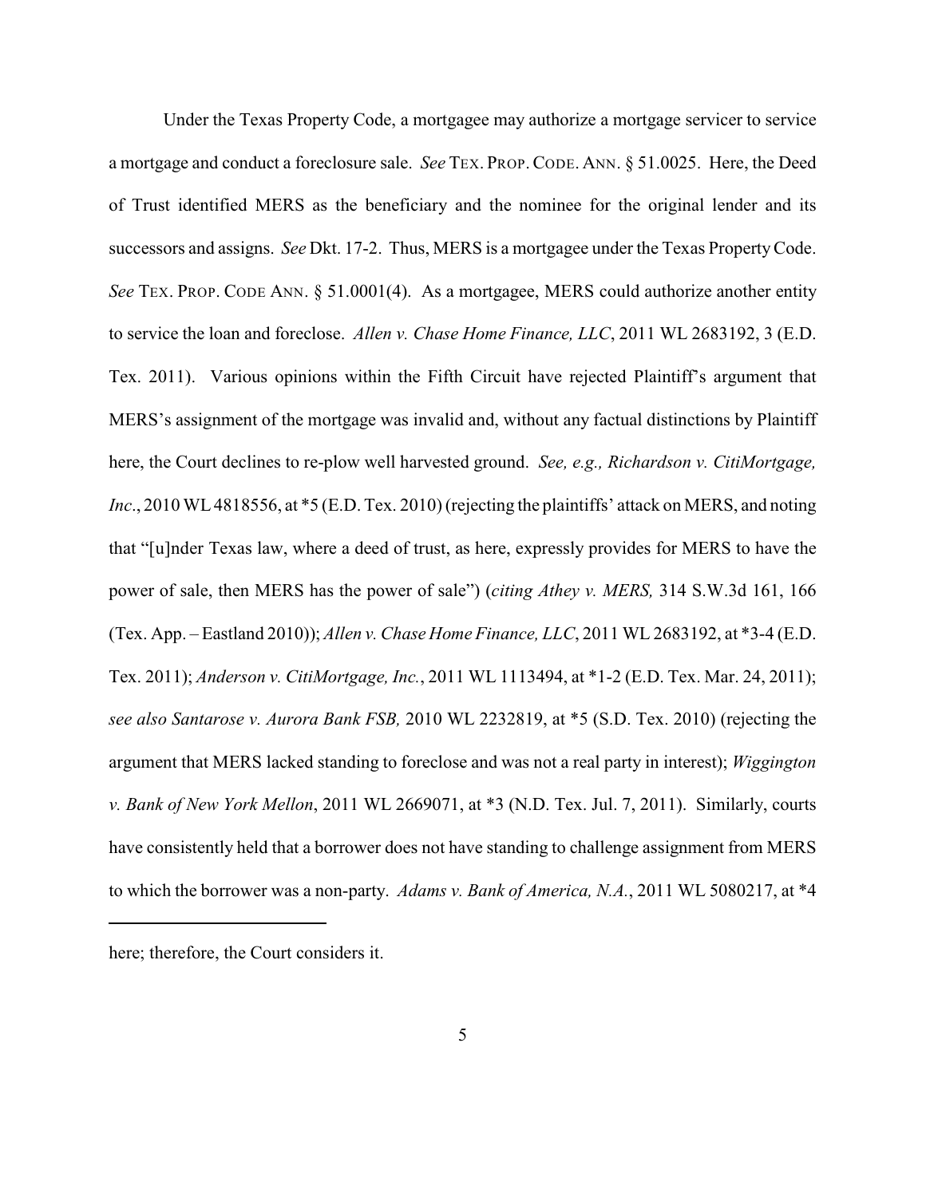Under the Texas Property Code, a mortgagee may authorize a mortgage servicer to service a mortgage and conduct a foreclosure sale. *See* TEX. PROP. CODE. ANN. § 51.0025. Here, the Deed of Trust identified MERS as the beneficiary and the nominee for the original lender and its successors and assigns. *See* Dkt. 17-2. Thus, MERS is a mortgagee under the Texas Property Code. *See* TEX. PROP. CODE ANN. § 51.0001(4). As a mortgagee, MERS could authorize another entity to service the loan and foreclose. *Allen v. Chase Home Finance, LLC*, 2011 WL 2683192, 3 (E.D. Tex. 2011). Various opinions within the Fifth Circuit have rejected Plaintiff's argument that MERS's assignment of the mortgage was invalid and, without any factual distinctions by Plaintiff here, the Court declines to re-plow well harvested ground. *See, e.g., Richardson v. CitiMortgage, Inc.*, 2010 WL 4818556, at *5 (E.D. Tex. 2010) (rejecting the plaintiffs' attack on MERS, and noting that "[u]nder Texas law, where a deed of trust, as here, expressly provides for MERS to have the power of sale, then MERS has the power of sale") (*citing Athey v. MERS,* 314 S.W.3d 161, 166 (Tex. App. – Eastland 2010)); *Allen v. Chase Home Finance, LLC*, 2011 WL 2683192, at *3-4 (E.D. Tex. 2011); *Anderson v. CitiMortgage, Inc.*, 2011 WL 1113494, at *1-2 (E.D. Tex. Mar. 24, 2011); *see also Santarose v. Aurora Bank FSB,* 2010 WL 2232819, at *5 (S.D. Tex. 2010) (rejecting the argument that MERS lacked standing to foreclose and was not a real party in interest); *Wiggington v. Bank of New York Mellon*, 2011 WL 2669071, at *3 (N.D. Tex. Jul. 7, 2011). Similarly, courts have consistently held that a borrower does not have standing to challenge assignment from MERS to which the borrower was a non-party. *Adams v. Bank of America, N.A.*, 2011 WL 5080217, at *4

---

here; therefore, the Court considers it.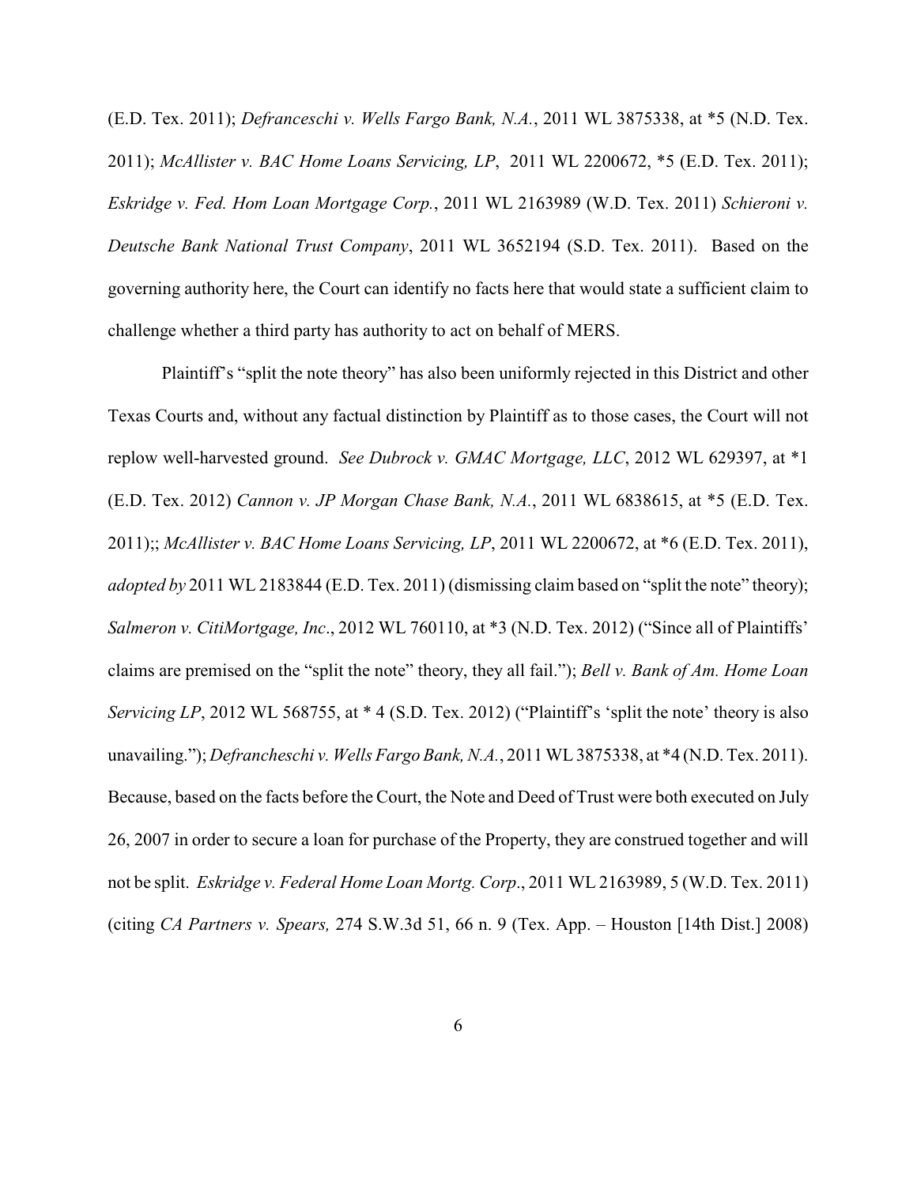(E.D. Tex. 2011); *Defranceschi v. Wells Fargo Bank, N.A.*, 2011 WL 3875338, at *5 (N.D. Tex. 2011); *McAllister v. BAC Home Loans Servicing, LP*, 2011 WL 2200672, *5 (E.D. Tex. 2011); *Eskridge v. Fed. Hom Loan Mortgage Corp.*, 2011 WL 2163989 (W.D. Tex. 2011) *Schieroni v. Deutsche Bank National Trust Company*, 2011 WL 3652194 (S.D. Tex. 2011). Based on the governing authority here, the Court can identify no facts here that would state a sufficient claim to challenge whether a third party has authority to act on behalf of MERS.

Plaintiff's "split the note theory" has also been uniformly rejected in this District and other Texas Courts and, without any factual distinction by Plaintiff as to those cases, the Court will not replow well-harvested ground. *See Dubrock v. GMAC Mortgage, LLC*, 2012 WL 629397, at *1 (E.D. Tex. 2012) *Cannon v. JP Morgan Chase Bank, N.A.*, 2011 WL 6838615, at *5 (E.D. Tex. 2011);; *McAllister v. BAC Home Loans Servicing, LP*, 2011 WL 2200672, at *6 (E.D. Tex. 2011), *adopted by* 2011 WL 2183844 (E.D. Tex. 2011) (dismissing claim based on "split the note" theory); *Salmeron v. CitiMortgage, Inc*., 2012 WL 760110, at *3 (N.D. Tex. 2012) ("Since all of Plaintiffs' claims are premised on the "split the note" theory, they all fail."); *Bell v. Bank of Am. Home Loan Servicing LP*, 2012 WL 568755, at * 4 (S.D. Tex. 2012) ("Plaintiff's 'split the note' theory is also unavailing."); *Defrancheschi v. Wells Fargo Bank, N.A.*, 2011 WL 3875338, at *4 (N.D. Tex. 2011). Because, based on the facts before the Court, the Note and Deed of Trust were both executed on July 26, 2007 in order to secure a loan for purchase of the Property, they are construed together and will not be split. *Eskridge v. Federal Home Loan Mortg. Corp*., 2011 WL 2163989, 5 (W.D. Tex. 2011) (citing *CA Partners v. Spears,* 274 S.W.3d 51, 66 n. 9 (Tex. App. – Houston [14th Dist.] 2008)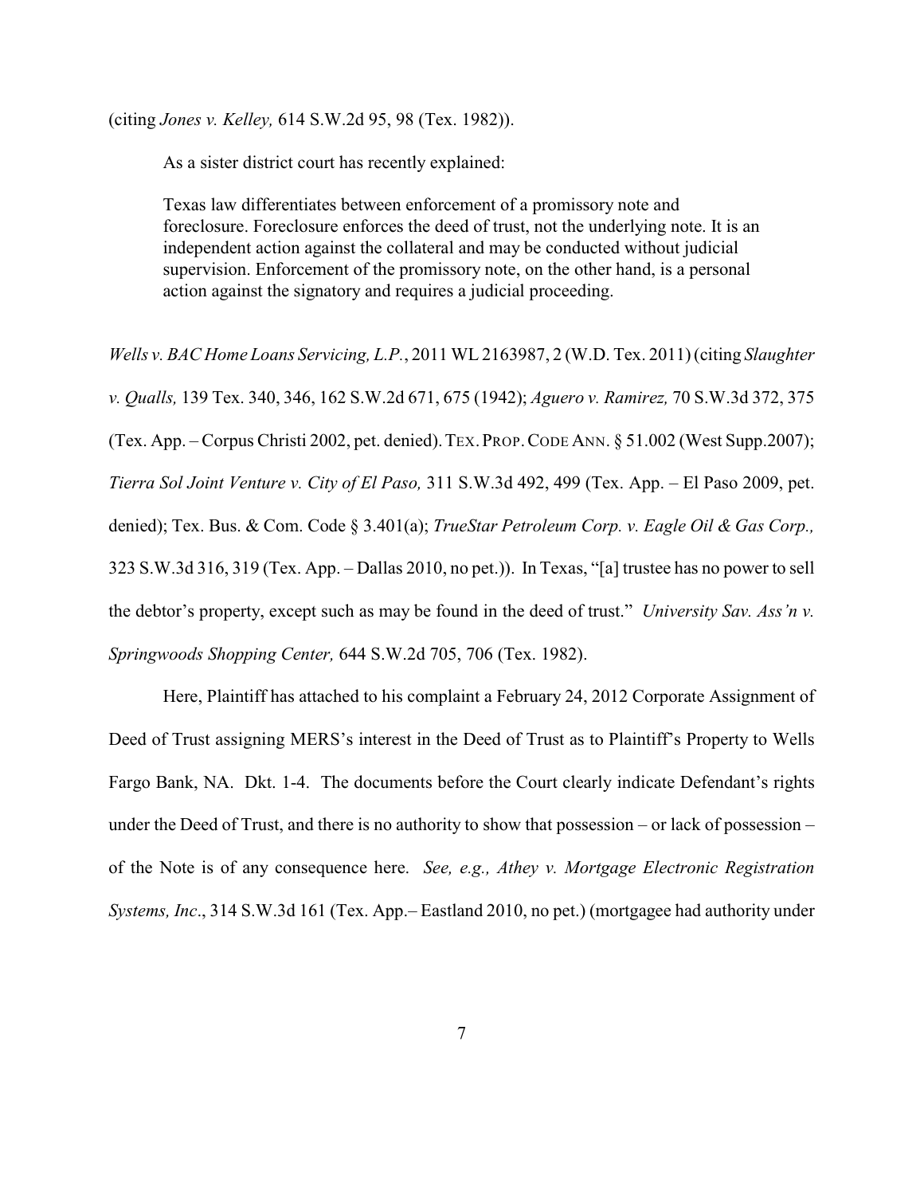(citing *Jones v. Kelley,* 614 S.W.2d 95, 98 (Tex. 1982)).

As a sister district court has recently explained:

> Texas law differentiates between enforcement of a promissory note and foreclosure. Foreclosure enforces the deed of trust, not the underlying note. It is an independent action against the collateral and may be conducted without judicial supervision. Enforcement of the promissory note, on the other hand, is a personal action against the signatory and requires a judicial proceeding.

*Wells v. BAC Home Loans Servicing, L.P.*, 2011 WL 2163987, 2 (W.D. Tex. 2011) (citing *Slaughter v. Qualls,* 139 Tex. 340, 346, 162 S.W.2d 671, 675 (1942); *Aguero v. Ramirez,* 70 S.W.3d 372, 375 (Tex. App. – Corpus Christi 2002, pet. denied). TEX. PROP. CODE ANN. § 51.002 (West Supp.2007); *Tierra Sol Joint Venture v. City of El Paso,* 311 S.W.3d 492, 499 (Tex. App. – El Paso 2009, pet. denied); Tex. Bus. & Com. Code § 3.401(a); *TrueStar Petroleum Corp. v. Eagle Oil & Gas Corp.,* 323 S.W.3d 316, 319 (Tex. App. – Dallas 2010, no pet.)). In Texas, "[a] trustee has no power to sell the debtor's property, except such as may be found in the deed of trust." *University Sav. Ass'n v. Springwoods Shopping Center,* 644 S.W.2d 705, 706 (Tex. 1982).

Here, Plaintiff has attached to his complaint a February 24, 2012 Corporate Assignment of Deed of Trust assigning MERS's interest in the Deed of Trust as to Plaintiff's Property to Wells Fargo Bank, NA. Dkt. 1-4. The documents before the Court clearly indicate Defendant's rights under the Deed of Trust, and there is no authority to show that possession – or lack of possession – of the Note is of any consequence here. *See, e.g., Athey v. Mortgage Electronic Registration Systems, Inc*., 314 S.W.3d 161 (Tex. App.– Eastland 2010, no pet.) (mortgagee had authority under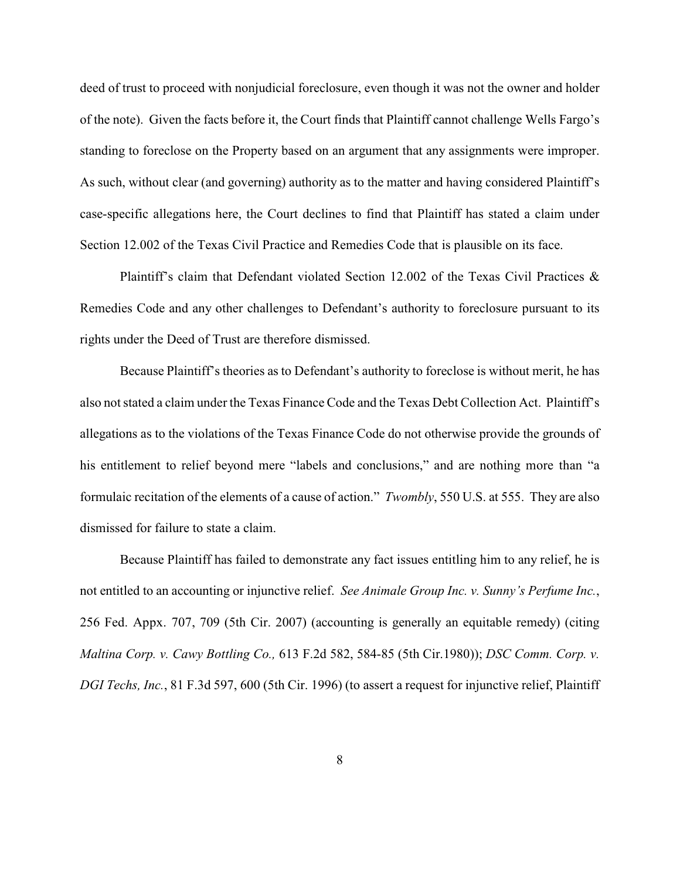deed of trust to proceed with nonjudicial foreclosure, even though it was not the owner and holder of the note). Given the facts before it, the Court finds that Plaintiff cannot challenge Wells Fargo's standing to foreclose on the Property based on an argument that any assignments were improper. As such, without clear (and governing) authority as to the matter and having considered Plaintiff's case-specific allegations here, the Court declines to find that Plaintiff has stated a claim under Section 12.002 of the Texas Civil Practice and Remedies Code that is plausible on its face.

Plaintiff's claim that Defendant violated Section 12.002 of the Texas Civil Practices & Remedies Code and any other challenges to Defendant's authority to foreclosure pursuant to its rights under the Deed of Trust are therefore dismissed.

Because Plaintiff's theories as to Defendant's authority to foreclose is without merit, he has also not stated a claim under the Texas Finance Code and the Texas Debt Collection Act. Plaintiff's allegations as to the violations of the Texas Finance Code do not otherwise provide the grounds of his entitlement to relief beyond mere "labels and conclusions," and are nothing more than "a formulaic recitation of the elements of a cause of action." *Twombly*, 550 U.S. at 555. They are also dismissed for failure to state a claim.

Because Plaintiff has failed to demonstrate any fact issues entitling him to any relief, he is not entitled to an accounting or injunctive relief. *See Animale Group Inc. v. Sunny's Perfume Inc.*, 256 Fed. Appx. 707, 709 (5th Cir. 2007) (accounting is generally an equitable remedy) (citing *Maltina Corp. v. Cawy Bottling Co.,* 613 F.2d 582, 584-85 (5th Cir.1980)); *DSC Comm. Corp. v. DGI Techs, Inc.*, 81 F.3d 597, 600 (5th Cir. 1996) (to assert a request for injunctive relief, Plaintiff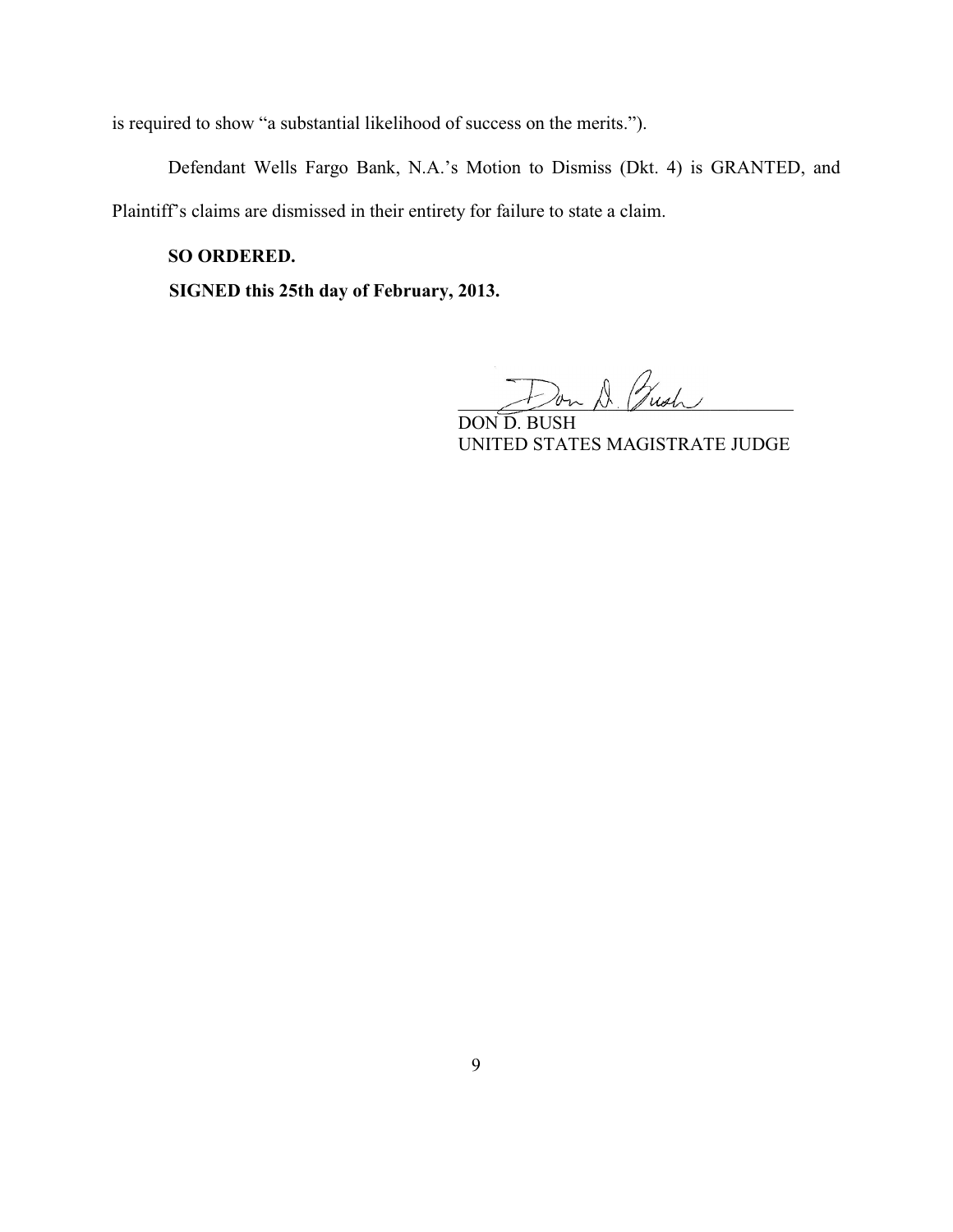is required to show "a substantial likelihood of success on the merits.").

Defendant Wells Fargo Bank, N.A.'s Motion to Dismiss (Dkt. 4) is GRANTED, and Plaintiff's claims are dismissed in their entirety for failure to state a claim.

**SO ORDERED.**

**SIGNED this 25th day of February, 2013.**

DON D. BUSH
UNITED STATES MAGISTRATE JUDGE